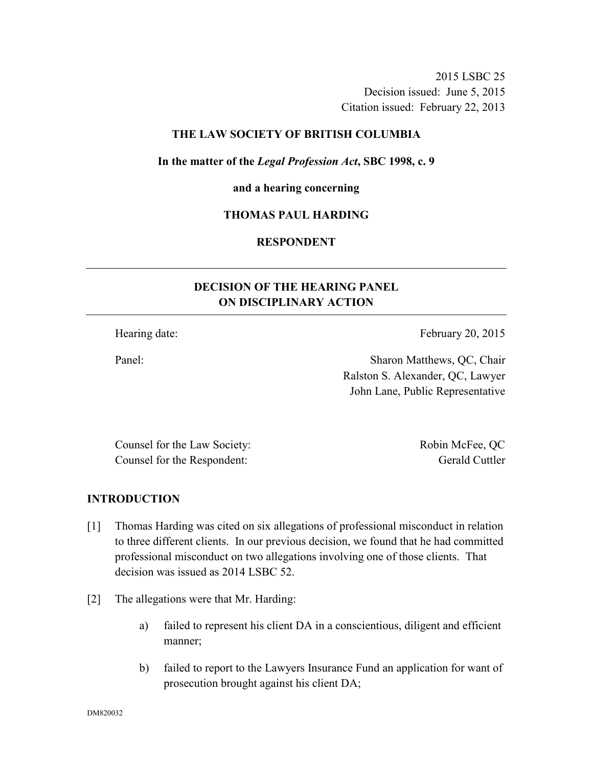2015 LSBC 25
Decision issued: June 5, 2015
Citation issued: February 22, 2013

**THE LAW SOCIETY OF BRITISH COLUMBIA**

**In the matter of the *Legal Profession Act*, SBC 1998, c. 9**

**and a hearing concerning**

**THOMAS PAUL HARDING**

**RESPONDENT**

---

## DECISION OF THE HEARING PANEL ON DISCIPLINARY ACTION

---

Hearing date: February 20, 2015

Panel: Sharon Matthews, QC, Chair
Ralston S. Alexander, QC, Lawyer
John Lane, Public Representative

Counsel for the Law Society: Robin McFee, QC
Counsel for the Respondent: Gerald Cuttler

## INTRODUCTION

[1] Thomas Harding was cited on six allegations of professional misconduct in relation to three different clients. In our previous decision, we found that he had committed professional misconduct on two allegations involving one of those clients. That decision was issued as 2014 LSBC 52.

[2] The allegations were that Mr. Harding:

a) failed to represent his client DA in a conscientious, diligent and efficient manner;

b) failed to report to the Lawyers Insurance Fund an application for want of prosecution brought against his client DA;

DM820032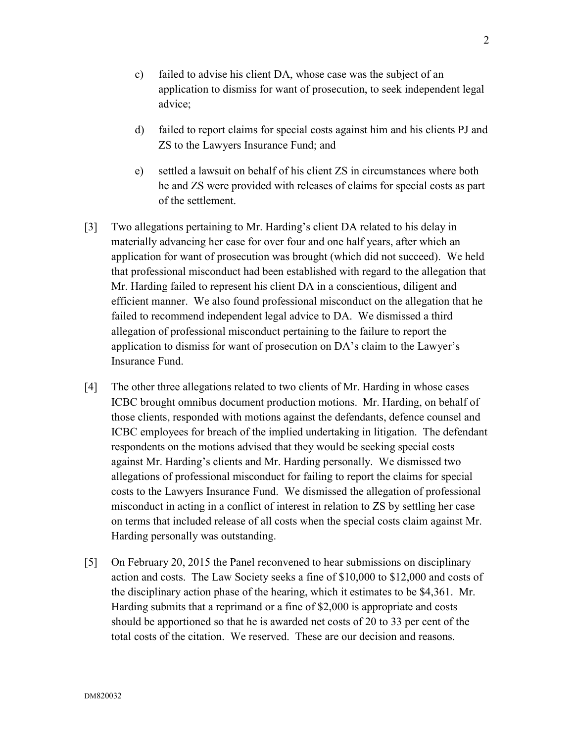c) failed to advise his client DA, whose case was the subject of an application to dismiss for want of prosecution, to seek independent legal advice;

d) failed to report claims for special costs against him and his clients PJ and ZS to the Lawyers Insurance Fund; and

e) settled a lawsuit on behalf of his client ZS in circumstances where both he and ZS were provided with releases of claims for special costs as part of the settlement.

[3] Two allegations pertaining to Mr. Harding's client DA related to his delay in materially advancing her case for over four and one half years, after which an application for want of prosecution was brought (which did not succeed). We held that professional misconduct had been established with regard to the allegation that Mr. Harding failed to represent his client DA in a conscientious, diligent and efficient manner. We also found professional misconduct on the allegation that he failed to recommend independent legal advice to DA. We dismissed a third allegation of professional misconduct pertaining to the failure to report the application to dismiss for want of prosecution on DA's claim to the Lawyer's Insurance Fund.

[4] The other three allegations related to two clients of Mr. Harding in whose cases ICBC brought omnibus document production motions. Mr. Harding, on behalf of those clients, responded with motions against the defendants, defence counsel and ICBC employees for breach of the implied undertaking in litigation. The defendant respondents on the motions advised that they would be seeking special costs against Mr. Harding's clients and Mr. Harding personally. We dismissed two allegations of professional misconduct for failing to report the claims for special costs to the Lawyers Insurance Fund. We dismissed the allegation of professional misconduct in acting in a conflict of interest in relation to ZS by settling her case on terms that included release of all costs when the special costs claim against Mr. Harding personally was outstanding.

[5] On February 20, 2015 the Panel reconvened to hear submissions on disciplinary action and costs. The Law Society seeks a fine of $10,000 to $12,000 and costs of the disciplinary action phase of the hearing, which it estimates to be $4,361. Mr. Harding submits that a reprimand or a fine of $2,000 is appropriate and costs should be apportioned so that he is awarded net costs of 20 to 33 per cent of the total costs of the citation. We reserved. These are our decision and reasons.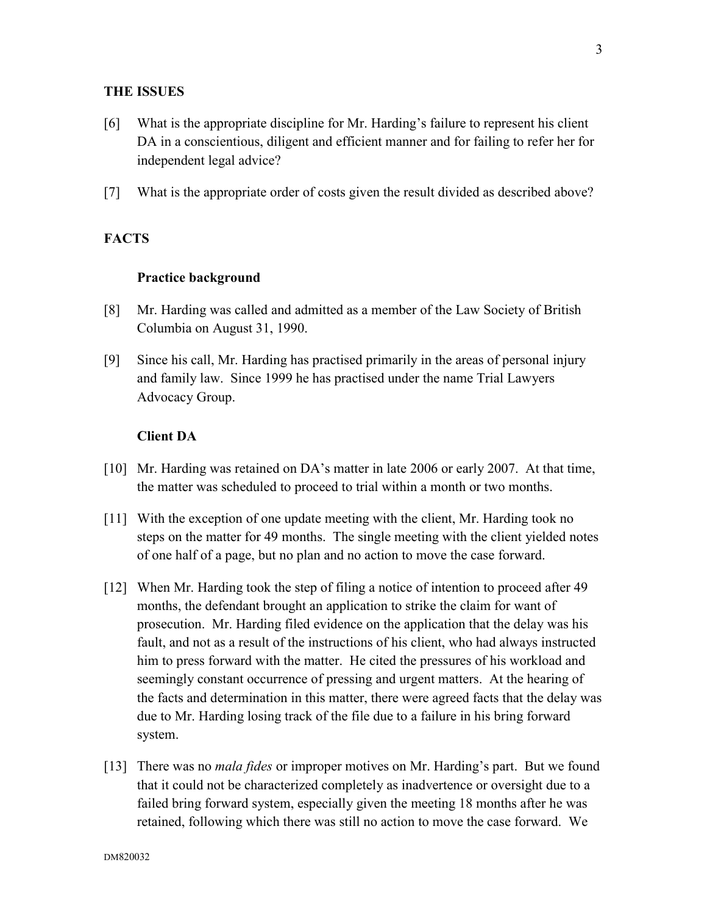## THE ISSUES

[6] What is the appropriate discipline for Mr. Harding's failure to represent his client DA in a conscientious, diligent and efficient manner and for failing to refer her for independent legal advice?

[7] What is the appropriate order of costs given the result divided as described above?

## FACTS

### Practice background

[8] Mr. Harding was called and admitted as a member of the Law Society of British Columbia on August 31, 1990.

[9] Since his call, Mr. Harding has practised primarily in the areas of personal injury and family law. Since 1999 he has practised under the name Trial Lawyers Advocacy Group.

### Client DA

[10] Mr. Harding was retained on DA's matter in late 2006 or early 2007. At that time, the matter was scheduled to proceed to trial within a month or two months.

[11] With the exception of one update meeting with the client, Mr. Harding took no steps on the matter for 49 months. The single meeting with the client yielded notes of one half of a page, but no plan and no action to move the case forward.

[12] When Mr. Harding took the step of filing a notice of intention to proceed after 49 months, the defendant brought an application to strike the claim for want of prosecution. Mr. Harding filed evidence on the application that the delay was his fault, and not as a result of the instructions of his client, who had always instructed him to press forward with the matter. He cited the pressures of his workload and seemingly constant occurrence of pressing and urgent matters. At the hearing of the facts and determination in this matter, there were agreed facts that the delay was due to Mr. Harding losing track of the file due to a failure in his bring forward system.

[13] There was no *mala fides* or improper motives on Mr. Harding's part. But we found that it could not be characterized completely as inadvertence or oversight due to a failed bring forward system, especially given the meeting 18 months after he was retained, following which there was still no action to move the case forward. We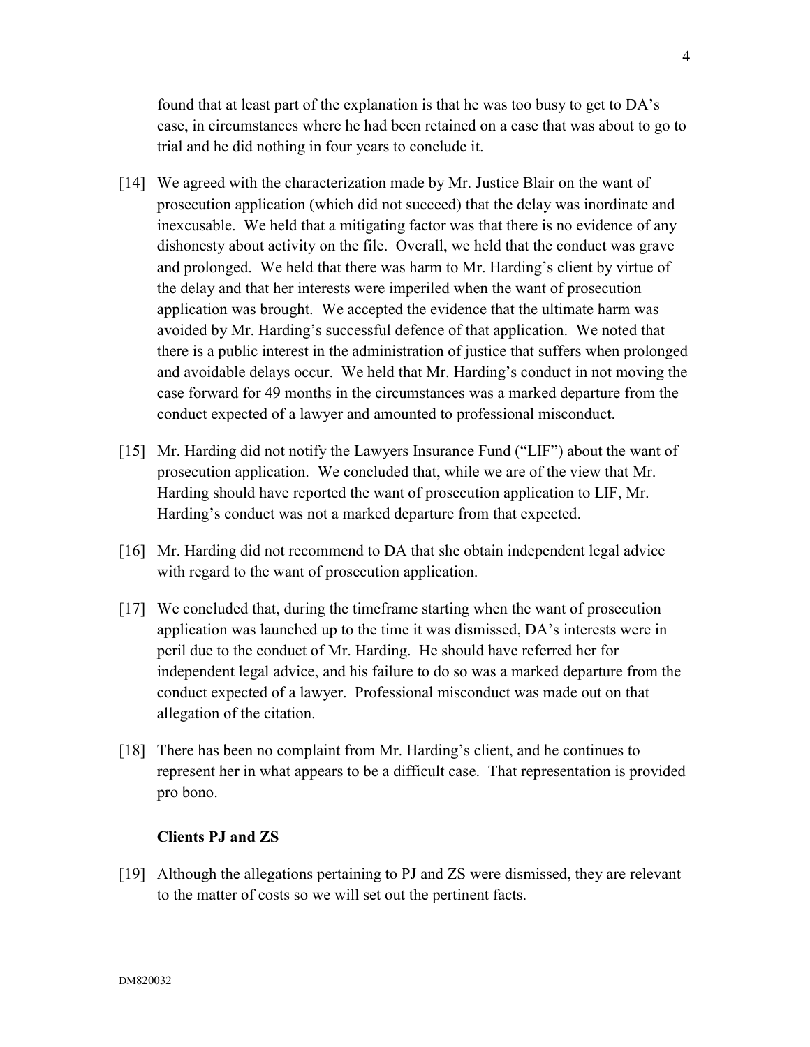found that at least part of the explanation is that he was too busy to get to DA's case, in circumstances where he had been retained on a case that was about to go to trial and he did nothing in four years to conclude it.

[14] We agreed with the characterization made by Mr. Justice Blair on the want of prosecution application (which did not succeed) that the delay was inordinate and inexcusable. We held that a mitigating factor was that there is no evidence of any dishonesty about activity on the file. Overall, we held that the conduct was grave and prolonged. We held that there was harm to Mr. Harding's client by virtue of the delay and that her interests were imperiled when the want of prosecution application was brought. We accepted the evidence that the ultimate harm was avoided by Mr. Harding's successful defence of that application. We noted that there is a public interest in the administration of justice that suffers when prolonged and avoidable delays occur. We held that Mr. Harding's conduct in not moving the case forward for 49 months in the circumstances was a marked departure from the conduct expected of a lawyer and amounted to professional misconduct.

[15] Mr. Harding did not notify the Lawyers Insurance Fund ("LIF") about the want of prosecution application. We concluded that, while we are of the view that Mr. Harding should have reported the want of prosecution application to LIF, Mr. Harding's conduct was not a marked departure from that expected.

[16] Mr. Harding did not recommend to DA that she obtain independent legal advice with regard to the want of prosecution application.

[17] We concluded that, during the timeframe starting when the want of prosecution application was launched up to the time it was dismissed, DA's interests were in peril due to the conduct of Mr. Harding. He should have referred her for independent legal advice, and his failure to do so was a marked departure from the conduct expected of a lawyer. Professional misconduct was made out on that allegation of the citation.

[18] There has been no complaint from Mr. Harding's client, and he continues to represent her in what appears to be a difficult case. That representation is provided pro bono.

### Clients PJ and ZS

[19] Although the allegations pertaining to PJ and ZS were dismissed, they are relevant to the matter of costs so we will set out the pertinent facts.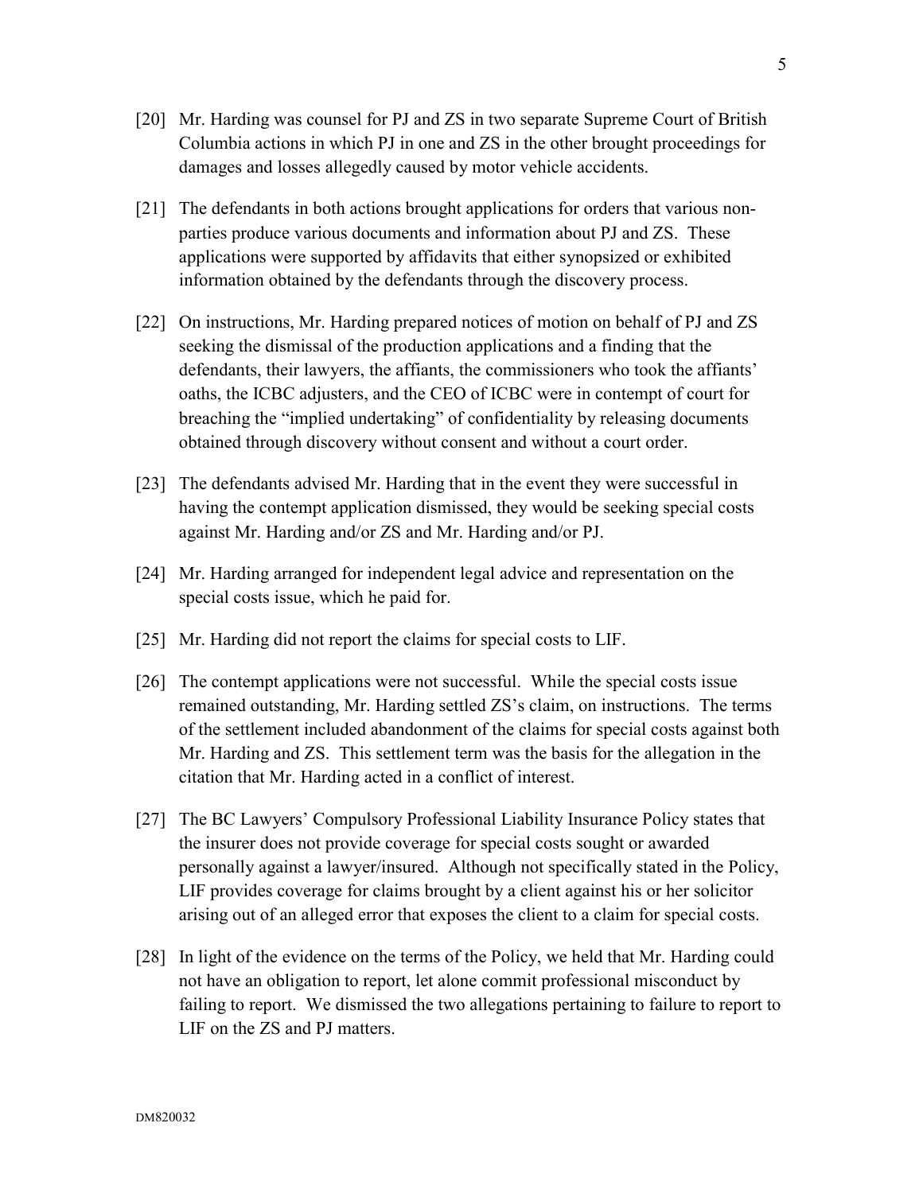[20] Mr. Harding was counsel for PJ and ZS in two separate Supreme Court of British Columbia actions in which PJ in one and ZS in the other brought proceedings for damages and losses allegedly caused by motor vehicle accidents.

[21] The defendants in both actions brought applications for orders that various non-parties produce various documents and information about PJ and ZS. These applications were supported by affidavits that either synopsized or exhibited information obtained by the defendants through the discovery process.

[22] On instructions, Mr. Harding prepared notices of motion on behalf of PJ and ZS seeking the dismissal of the production applications and a finding that the defendants, their lawyers, the affiants, the commissioners who took the affiants' oaths, the ICBC adjusters, and the CEO of ICBC were in contempt of court for breaching the "implied undertaking" of confidentiality by releasing documents obtained through discovery without consent and without a court order.

[23] The defendants advised Mr. Harding that in the event they were successful in having the contempt application dismissed, they would be seeking special costs against Mr. Harding and/or ZS and Mr. Harding and/or PJ.

[24] Mr. Harding arranged for independent legal advice and representation on the special costs issue, which he paid for.

[25] Mr. Harding did not report the claims for special costs to LIF.

[26] The contempt applications were not successful. While the special costs issue remained outstanding, Mr. Harding settled ZS's claim, on instructions. The terms of the settlement included abandonment of the claims for special costs against both Mr. Harding and ZS. This settlement term was the basis for the allegation in the citation that Mr. Harding acted in a conflict of interest.

[27] The BC Lawyers' Compulsory Professional Liability Insurance Policy states that the insurer does not provide coverage for special costs sought or awarded personally against a lawyer/insured. Although not specifically stated in the Policy, LIF provides coverage for claims brought by a client against his or her solicitor arising out of an alleged error that exposes the client to a claim for special costs.

[28] In light of the evidence on the terms of the Policy, we held that Mr. Harding could not have an obligation to report, let alone commit professional misconduct by failing to report. We dismissed the two allegations pertaining to failure to report to LIF on the ZS and PJ matters.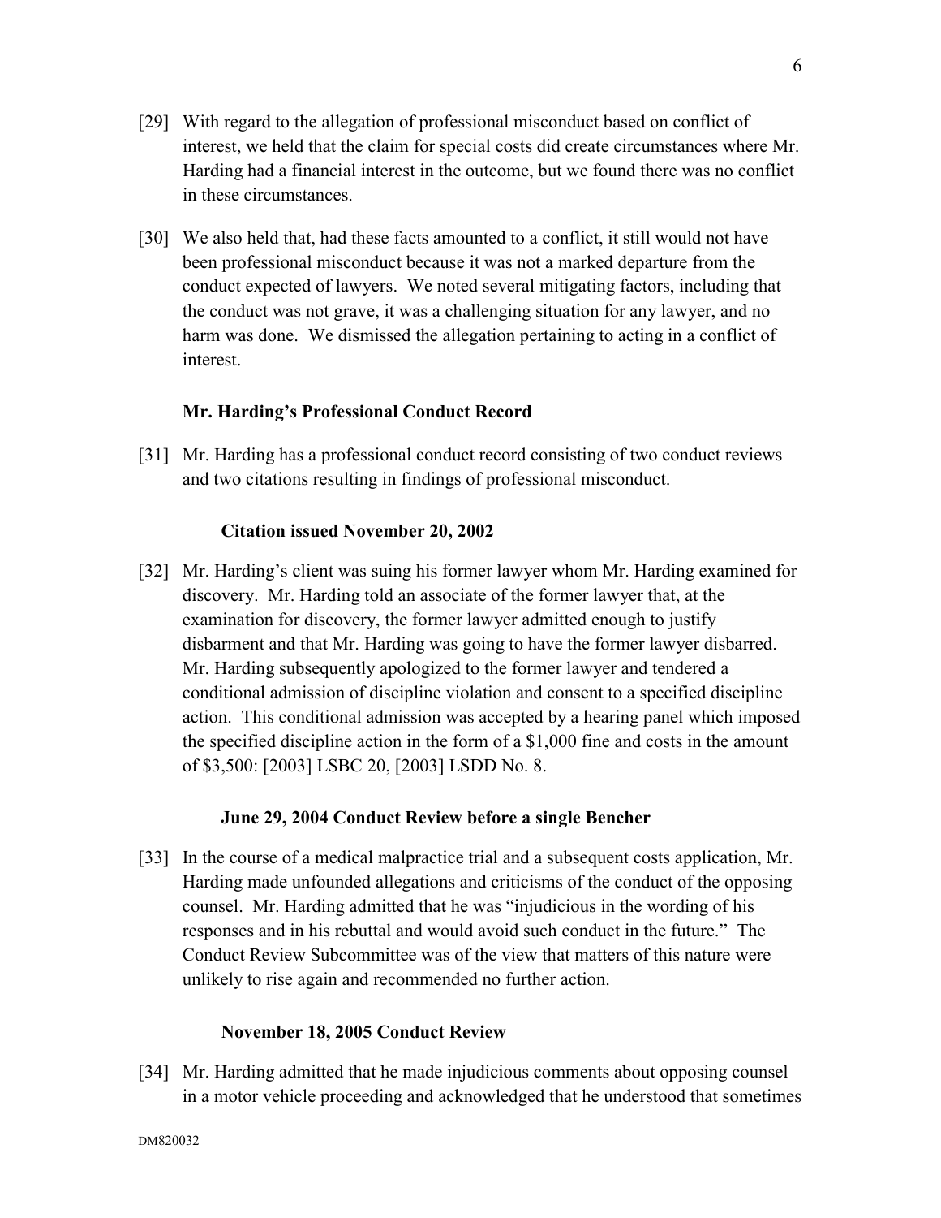[29] With regard to the allegation of professional misconduct based on conflict of interest, we held that the claim for special costs did create circumstances where Mr. Harding had a financial interest in the outcome, but we found there was no conflict in these circumstances.

[30] We also held that, had these facts amounted to a conflict, it still would not have been professional misconduct because it was not a marked departure from the conduct expected of lawyers. We noted several mitigating factors, including that the conduct was not grave, it was a challenging situation for any lawyer, and no harm was done. We dismissed the allegation pertaining to acting in a conflict of interest.

**Mr. Harding's Professional Conduct Record**

[31] Mr. Harding has a professional conduct record consisting of two conduct reviews and two citations resulting in findings of professional misconduct.

**Citation issued November 20, 2002**

[32] Mr. Harding's client was suing his former lawyer whom Mr. Harding examined for discovery. Mr. Harding told an associate of the former lawyer that, at the examination for discovery, the former lawyer admitted enough to justify disbarment and that Mr. Harding was going to have the former lawyer disbarred. Mr. Harding subsequently apologized to the former lawyer and tendered a conditional admission of discipline violation and consent to a specified discipline action. This conditional admission was accepted by a hearing panel which imposed the specified discipline action in the form of a $1,000 fine and costs in the amount of $3,500: [2003] LSBC 20, [2003] LSDD No. 8.

**June 29, 2004 Conduct Review before a single Bencher**

[33] In the course of a medical malpractice trial and a subsequent costs application, Mr. Harding made unfounded allegations and criticisms of the conduct of the opposing counsel. Mr. Harding admitted that he was "injudicious in the wording of his responses and in his rebuttal and would avoid such conduct in the future." The Conduct Review Subcommittee was of the view that matters of this nature were unlikely to rise again and recommended no further action.

**November 18, 2005 Conduct Review**

[34] Mr. Harding admitted that he made injudicious comments about opposing counsel in a motor vehicle proceeding and acknowledged that he understood that sometimes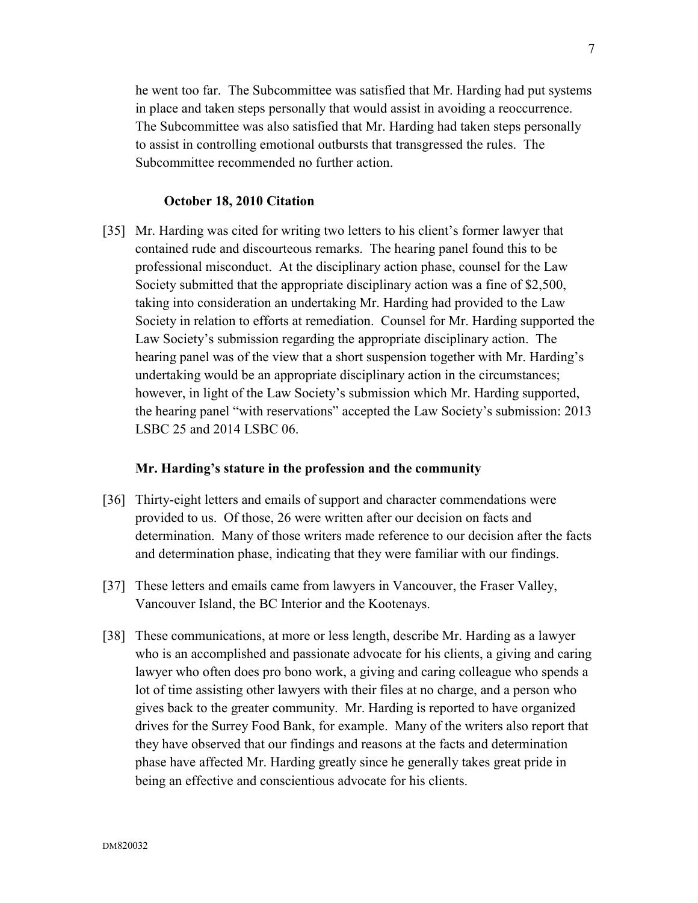he went too far. The Subcommittee was satisfied that Mr. Harding had put systems in place and taken steps personally that would assist in avoiding a reoccurrence. The Subcommittee was also satisfied that Mr. Harding had taken steps personally to assist in controlling emotional outbursts that transgressed the rules. The Subcommittee recommended no further action.

### October 18, 2010 Citation

[35] Mr. Harding was cited for writing two letters to his client's former lawyer that contained rude and discourteous remarks. The hearing panel found this to be professional misconduct. At the disciplinary action phase, counsel for the Law Society submitted that the appropriate disciplinary action was a fine of $2,500, taking into consideration an undertaking Mr. Harding had provided to the Law Society in relation to efforts at remediation. Counsel for Mr. Harding supported the Law Society's submission regarding the appropriate disciplinary action. The hearing panel was of the view that a short suspension together with Mr. Harding's undertaking would be an appropriate disciplinary action in the circumstances; however, in light of the Law Society's submission which Mr. Harding supported, the hearing panel "with reservations" accepted the Law Society's submission: 2013 LSBC 25 and 2014 LSBC 06.

### Mr. Harding's stature in the profession and the community

[36] Thirty-eight letters and emails of support and character commendations were provided to us. Of those, 26 were written after our decision on facts and determination. Many of those writers made reference to our decision after the facts and determination phase, indicating that they were familiar with our findings.

[37] These letters and emails came from lawyers in Vancouver, the Fraser Valley, Vancouver Island, the BC Interior and the Kootenays.

[38] These communications, at more or less length, describe Mr. Harding as a lawyer who is an accomplished and passionate advocate for his clients, a giving and caring lawyer who often does pro bono work, a giving and caring colleague who spends a lot of time assisting other lawyers with their files at no charge, and a person who gives back to the greater community. Mr. Harding is reported to have organized drives for the Surrey Food Bank, for example. Many of the writers also report that they have observed that our findings and reasons at the facts and determination phase have affected Mr. Harding greatly since he generally takes great pride in being an effective and conscientious advocate for his clients.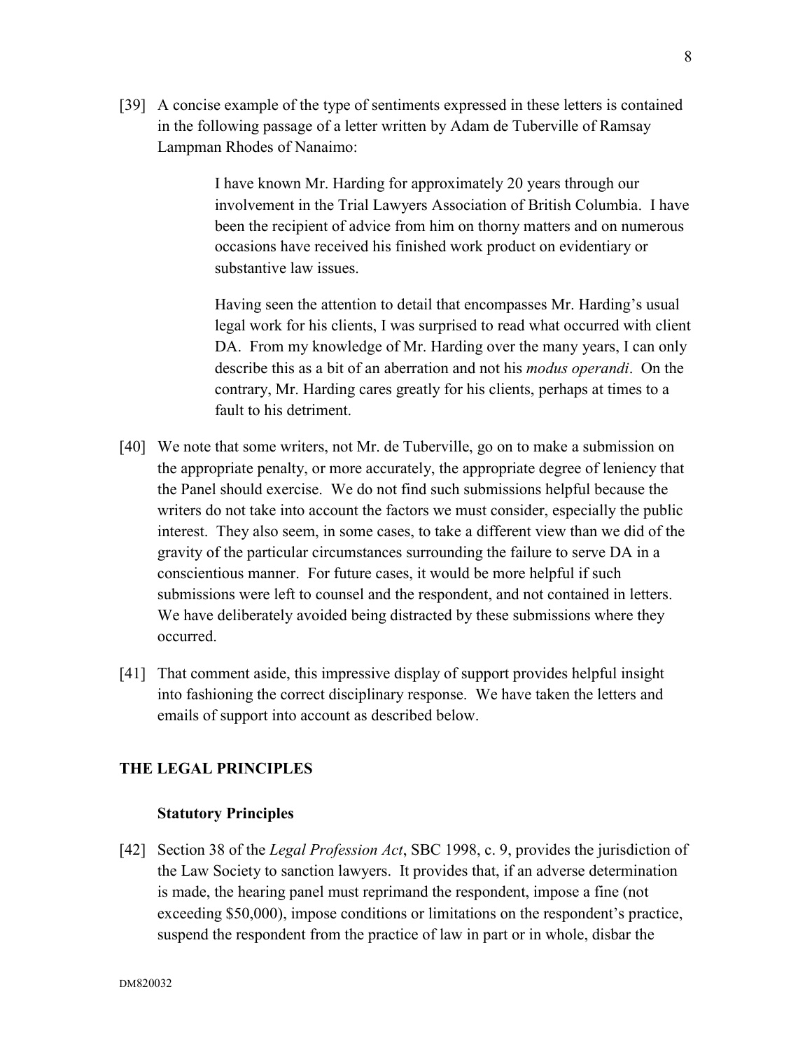[39] A concise example of the type of sentiments expressed in these letters is contained in the following passage of a letter written by Adam de Tuberville of Ramsay Lampman Rhodes of Nanaimo:

> I have known Mr. Harding for approximately 20 years through our involvement in the Trial Lawyers Association of British Columbia. I have been the recipient of advice from him on thorny matters and on numerous occasions have received his finished work product on evidentiary or substantive law issues.
>
> Having seen the attention to detail that encompasses Mr. Harding's usual legal work for his clients, I was surprised to read what occurred with client DA. From my knowledge of Mr. Harding over the many years, I can only describe this as a bit of an aberration and not his *modus operandi*. On the contrary, Mr. Harding cares greatly for his clients, perhaps at times to a fault to his detriment.

[40] We note that some writers, not Mr. de Tuberville, go on to make a submission on the appropriate penalty, or more accurately, the appropriate degree of leniency that the Panel should exercise. We do not find such submissions helpful because the writers do not take into account the factors we must consider, especially the public interest. They also seem, in some cases, to take a different view than we did of the gravity of the particular circumstances surrounding the failure to serve DA in a conscientious manner. For future cases, it would be more helpful if such submissions were left to counsel and the respondent, and not contained in letters. We have deliberately avoided being distracted by these submissions where they occurred.

[41] That comment aside, this impressive display of support provides helpful insight into fashioning the correct disciplinary response. We have taken the letters and emails of support into account as described below.

## THE LEGAL PRINCIPLES

### Statutory Principles

[42] Section 38 of the *Legal Profession Act*, SBC 1998, c. 9, provides the jurisdiction of the Law Society to sanction lawyers. It provides that, if an adverse determination is made, the hearing panel must reprimand the respondent, impose a fine (not exceeding $50,000), impose conditions or limitations on the respondent's practice, suspend the respondent from the practice of law in part or in whole, disbar the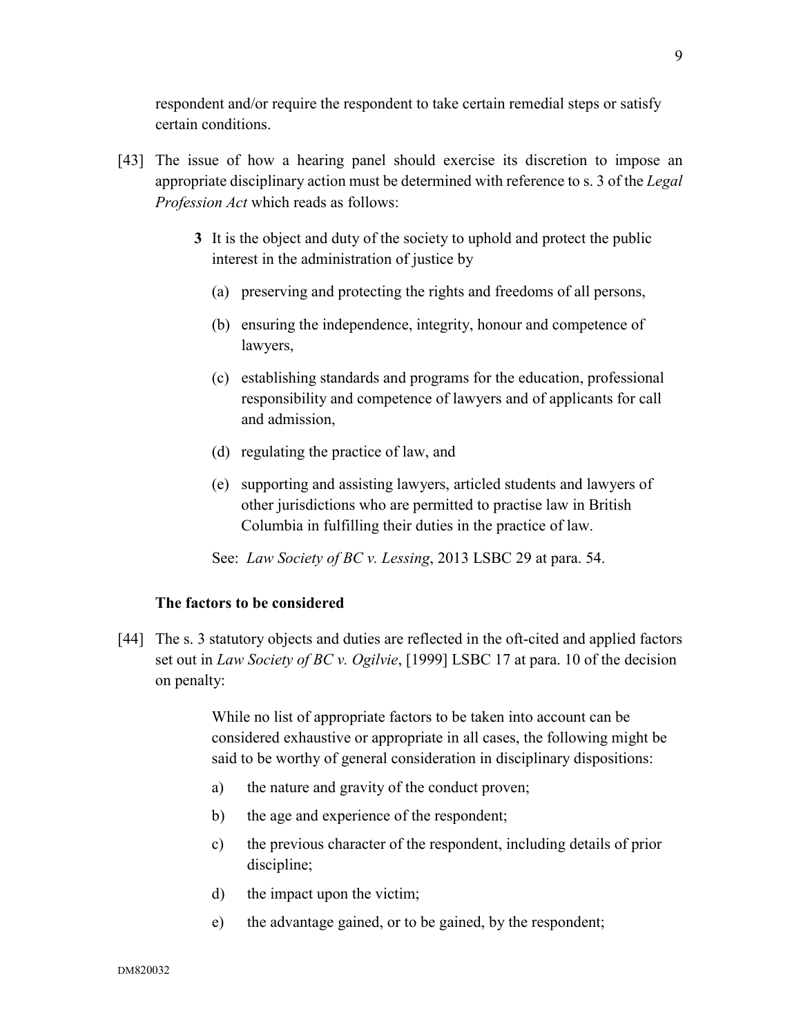respondent and/or require the respondent to take certain remedial steps or satisfy certain conditions.

[43] The issue of how a hearing panel should exercise its discretion to impose an appropriate disciplinary action must be determined with reference to s. 3 of the *Legal Profession Act* which reads as follows:

> **3** It is the object and duty of the society to uphold and protect the public interest in the administration of justice by
>
> (a) preserving and protecting the rights and freedoms of all persons,
>
> (b) ensuring the independence, integrity, honour and competence of lawyers,
>
> (c) establishing standards and programs for the education, professional responsibility and competence of lawyers and of applicants for call and admission,
>
> (d) regulating the practice of law, and
>
> (e) supporting and assisting lawyers, articled students and lawyers of other jurisdictions who are permitted to practise law in British Columbia in fulfilling their duties in the practice of law.
>
> See: *Law Society of BC v. Lessing*, 2013 LSBC 29 at para. 54.

**The factors to be considered**

[44] The s. 3 statutory objects and duties are reflected in the oft-cited and applied factors set out in *Law Society of BC v. Ogilvie*, [1999] LSBC 17 at para. 10 of the decision on penalty:

> While no list of appropriate factors to be taken into account can be considered exhaustive or appropriate in all cases, the following might be said to be worthy of general consideration in disciplinary dispositions:
>
> a) the nature and gravity of the conduct proven;
>
> b) the age and experience of the respondent;
>
> c) the previous character of the respondent, including details of prior discipline;
>
> d) the impact upon the victim;
>
> e) the advantage gained, or to be gained, by the respondent;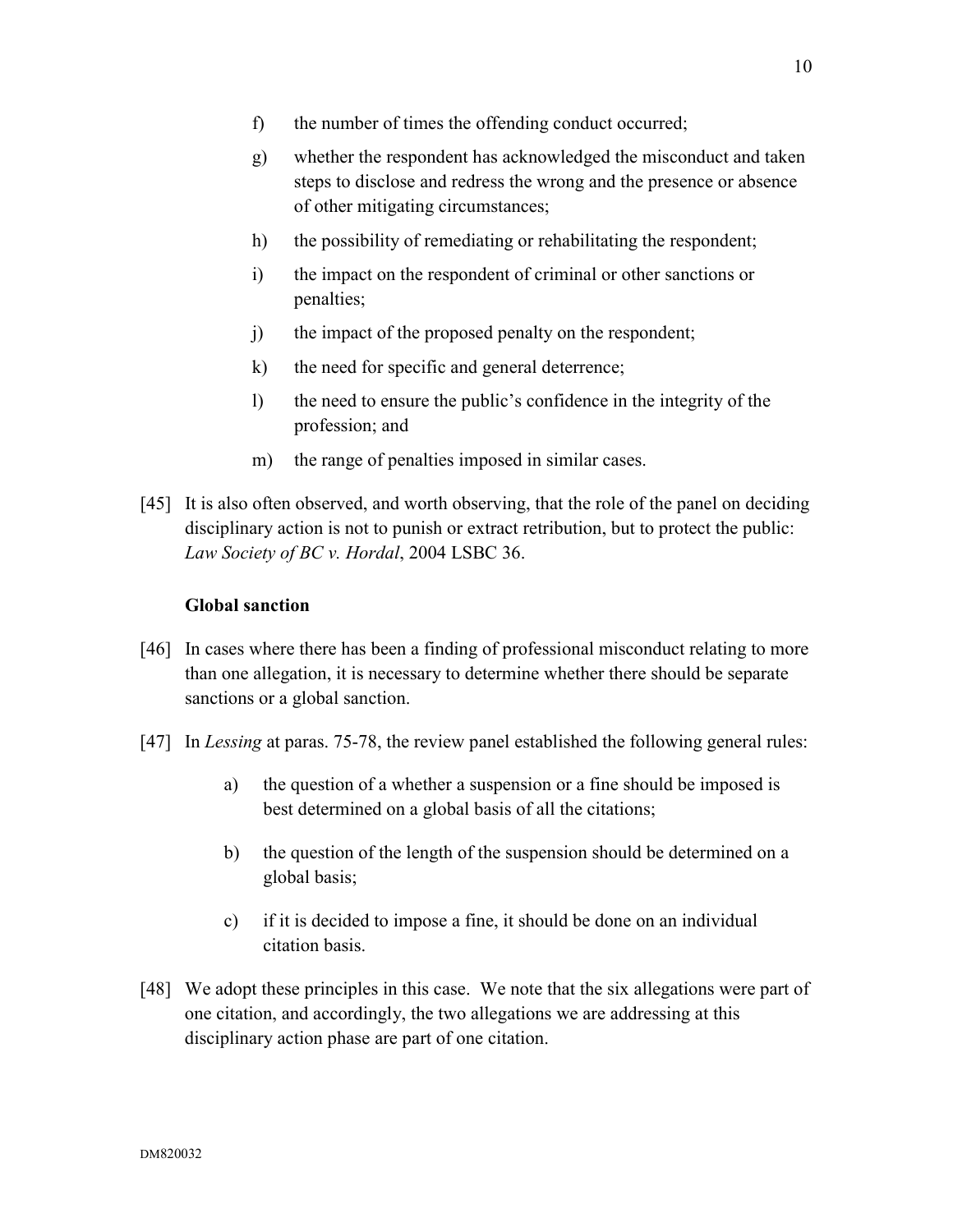f) the number of times the offending conduct occurred;

g) whether the respondent has acknowledged the misconduct and taken steps to disclose and redress the wrong and the presence or absence of other mitigating circumstances;

h) the possibility of remediating or rehabilitating the respondent;

i) the impact on the respondent of criminal or other sanctions or penalties;

j) the impact of the proposed penalty on the respondent;

k) the need for specific and general deterrence;

l) the need to ensure the public's confidence in the integrity of the profession; and

m) the range of penalties imposed in similar cases.

[45] It is also often observed, and worth observing, that the role of the panel on deciding disciplinary action is not to punish or extract retribution, but to protect the public: *Law Society of BC v. Hordal*, 2004 LSBC 36.

**Global sanction**

[46] In cases where there has been a finding of professional misconduct relating to more than one allegation, it is necessary to determine whether there should be separate sanctions or a global sanction.

[47] In *Lessing* at paras. 75-78, the review panel established the following general rules:

a) the question of a whether a suspension or a fine should be imposed is best determined on a global basis of all the citations;

b) the question of the length of the suspension should be determined on a global basis;

c) if it is decided to impose a fine, it should be done on an individual citation basis.

[48] We adopt these principles in this case. We note that the six allegations were part of one citation, and accordingly, the two allegations we are addressing at this disciplinary action phase are part of one citation.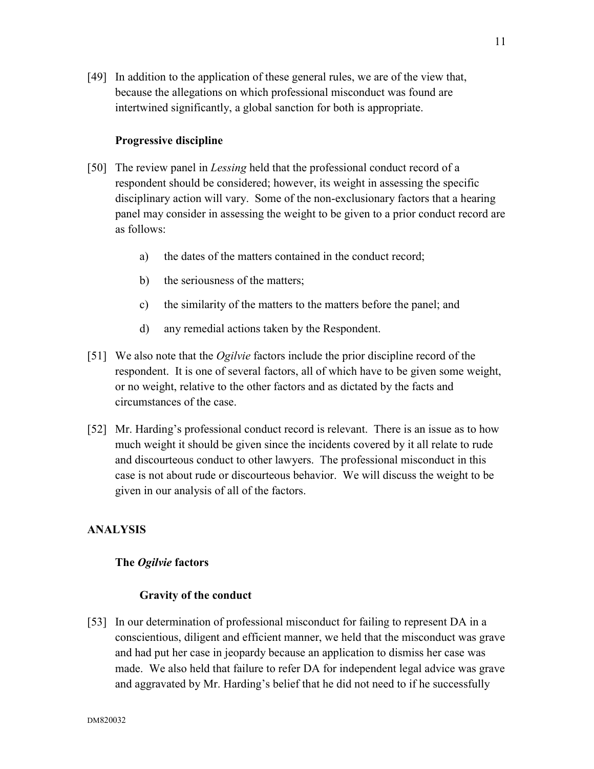[49] In addition to the application of these general rules, we are of the view that, because the allegations on which professional misconduct was found are intertwined significantly, a global sanction for both is appropriate.

### Progressive discipline

[50] The review panel in *Lessing* held that the professional conduct record of a respondent should be considered; however, its weight in assessing the specific disciplinary action will vary. Some of the non-exclusionary factors that a hearing panel may consider in assessing the weight to be given to a prior conduct record are as follows:

a) the dates of the matters contained in the conduct record;

b) the seriousness of the matters;

c) the similarity of the matters to the matters before the panel; and

d) any remedial actions taken by the Respondent.

[51] We also note that the *Ogilvie* factors include the prior discipline record of the respondent. It is one of several factors, all of which have to be given some weight, or no weight, relative to the other factors and as dictated by the facts and circumstances of the case.

[52] Mr. Harding's professional conduct record is relevant. There is an issue as to how much weight it should be given since the incidents covered by it all relate to rude and discourteous conduct to other lawyers. The professional misconduct in this case is not about rude or discourteous behavior. We will discuss the weight to be given in our analysis of all of the factors.

## ANALYSIS

### The *Ogilvie* factors

#### Gravity of the conduct

[53] In our determination of professional misconduct for failing to represent DA in a conscientious, diligent and efficient manner, we held that the misconduct was grave and had put her case in jeopardy because an application to dismiss her case was made. We also held that failure to refer DA for independent legal advice was grave and aggravated by Mr. Harding's belief that he did not need to if he successfully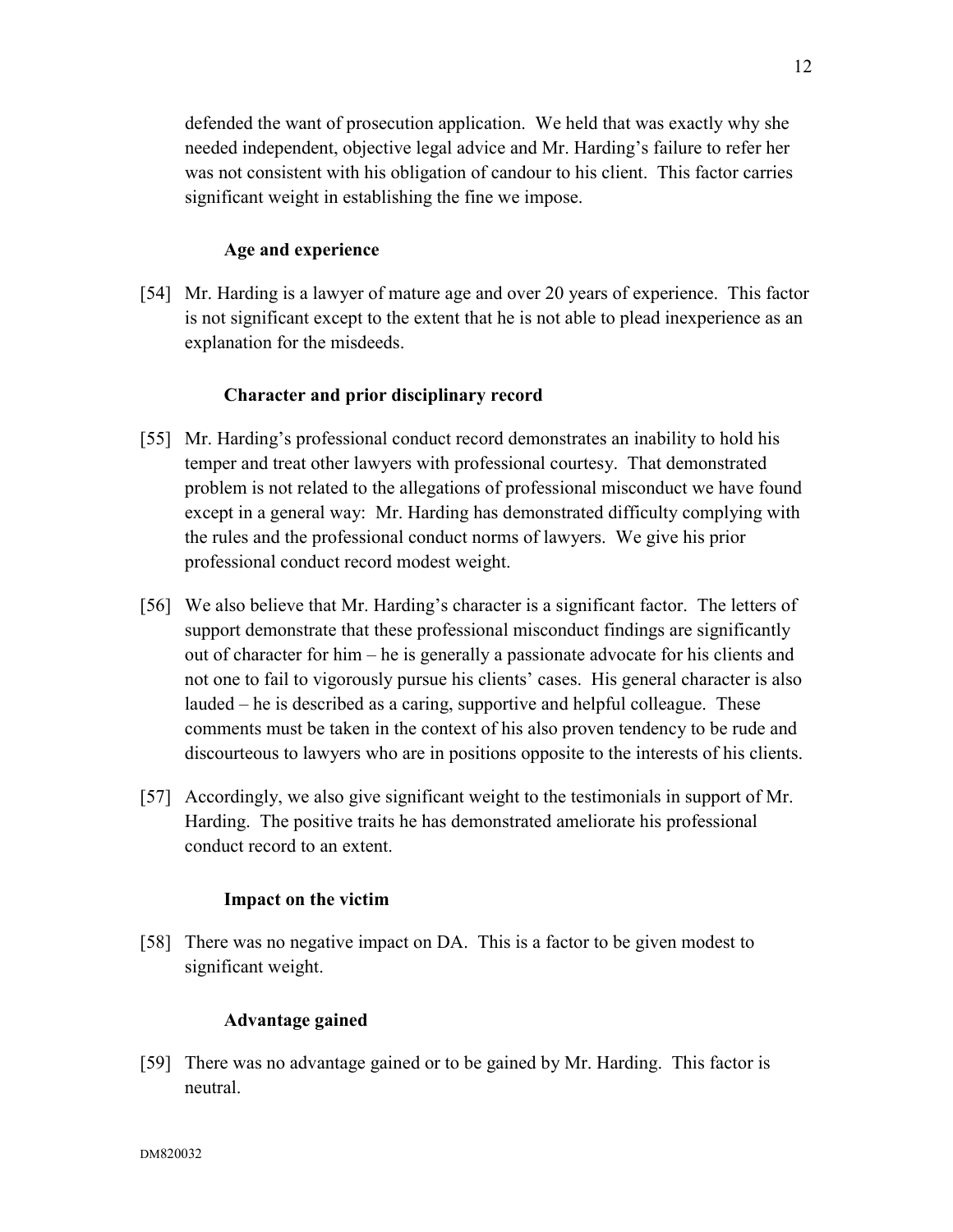defended the want of prosecution application. We held that was exactly why she needed independent, objective legal advice and Mr. Harding's failure to refer her was not consistent with his obligation of candour to his client. This factor carries significant weight in establishing the fine we impose.

### Age and experience

[54] Mr. Harding is a lawyer of mature age and over 20 years of experience. This factor is not significant except to the extent that he is not able to plead inexperience as an explanation for the misdeeds.

### Character and prior disciplinary record

[55] Mr. Harding's professional conduct record demonstrates an inability to hold his temper and treat other lawyers with professional courtesy. That demonstrated problem is not related to the allegations of professional misconduct we have found except in a general way: Mr. Harding has demonstrated difficulty complying with the rules and the professional conduct norms of lawyers. We give his prior professional conduct record modest weight.

[56] We also believe that Mr. Harding's character is a significant factor. The letters of support demonstrate that these professional misconduct findings are significantly out of character for him – he is generally a passionate advocate for his clients and not one to fail to vigorously pursue his clients' cases. His general character is also lauded – he is described as a caring, supportive and helpful colleague. These comments must be taken in the context of his also proven tendency to be rude and discourteous to lawyers who are in positions opposite to the interests of his clients.

[57] Accordingly, we also give significant weight to the testimonials in support of Mr. Harding. The positive traits he has demonstrated ameliorate his professional conduct record to an extent.

### Impact on the victim

[58] There was no negative impact on DA. This is a factor to be given modest to significant weight.

### Advantage gained

[59] There was no advantage gained or to be gained by Mr. Harding. This factor is neutral.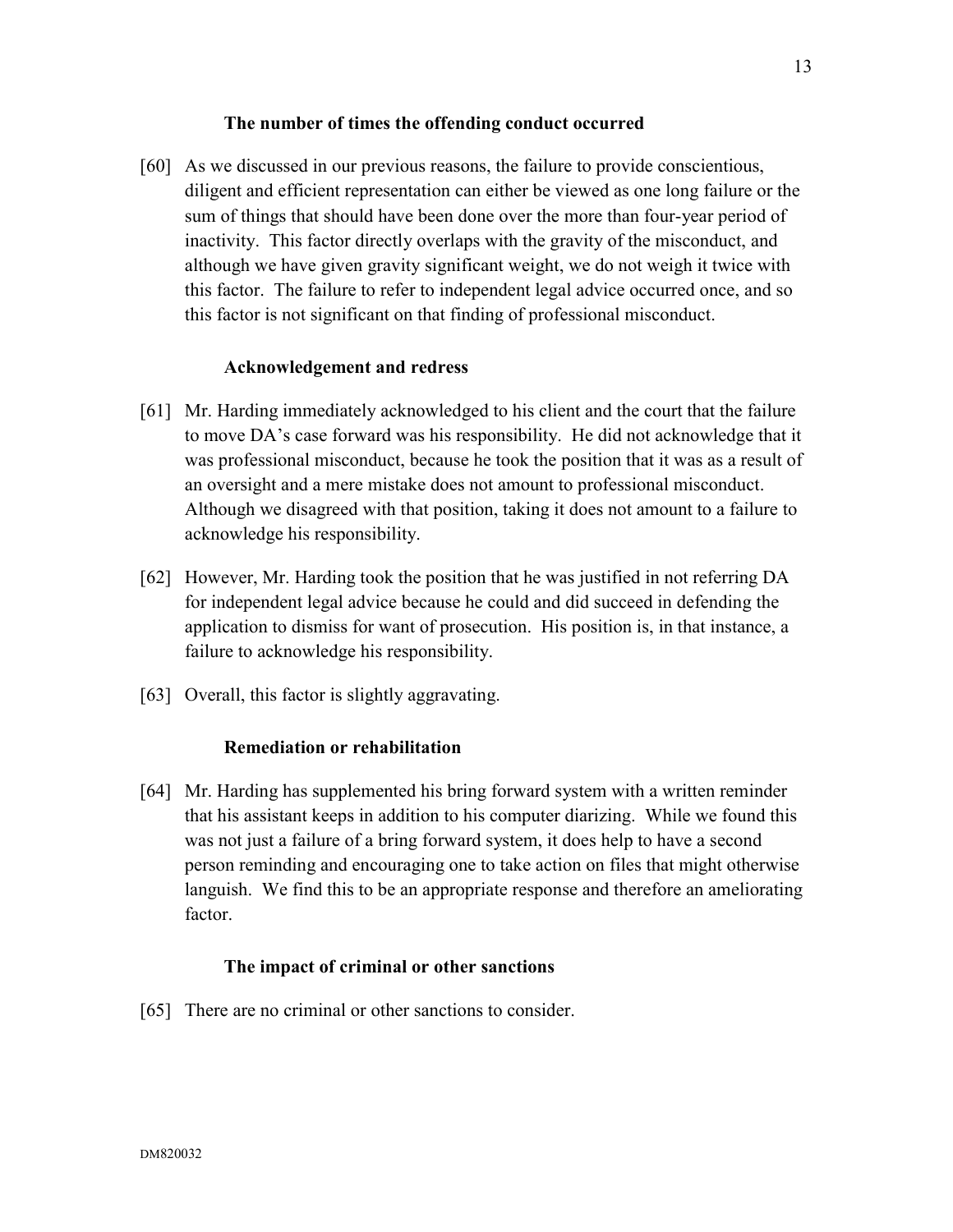### The number of times the offending conduct occurred

[60] As we discussed in our previous reasons, the failure to provide conscientious, diligent and efficient representation can either be viewed as one long failure or the sum of things that should have been done over the more than four-year period of inactivity. This factor directly overlaps with the gravity of the misconduct, and although we have given gravity significant weight, we do not weigh it twice with this factor. The failure to refer to independent legal advice occurred once, and so this factor is not significant on that finding of professional misconduct.

### Acknowledgement and redress

[61] Mr. Harding immediately acknowledged to his client and the court that the failure to move DA's case forward was his responsibility. He did not acknowledge that it was professional misconduct, because he took the position that it was as a result of an oversight and a mere mistake does not amount to professional misconduct. Although we disagreed with that position, taking it does not amount to a failure to acknowledge his responsibility.

[62] However, Mr. Harding took the position that he was justified in not referring DA for independent legal advice because he could and did succeed in defending the application to dismiss for want of prosecution. His position is, in that instance, a failure to acknowledge his responsibility.

[63] Overall, this factor is slightly aggravating.

### Remediation or rehabilitation

[64] Mr. Harding has supplemented his bring forward system with a written reminder that his assistant keeps in addition to his computer diarizing. While we found this was not just a failure of a bring forward system, it does help to have a second person reminding and encouraging one to take action on files that might otherwise languish. We find this to be an appropriate response and therefore an ameliorating factor.

### The impact of criminal or other sanctions

[65] There are no criminal or other sanctions to consider.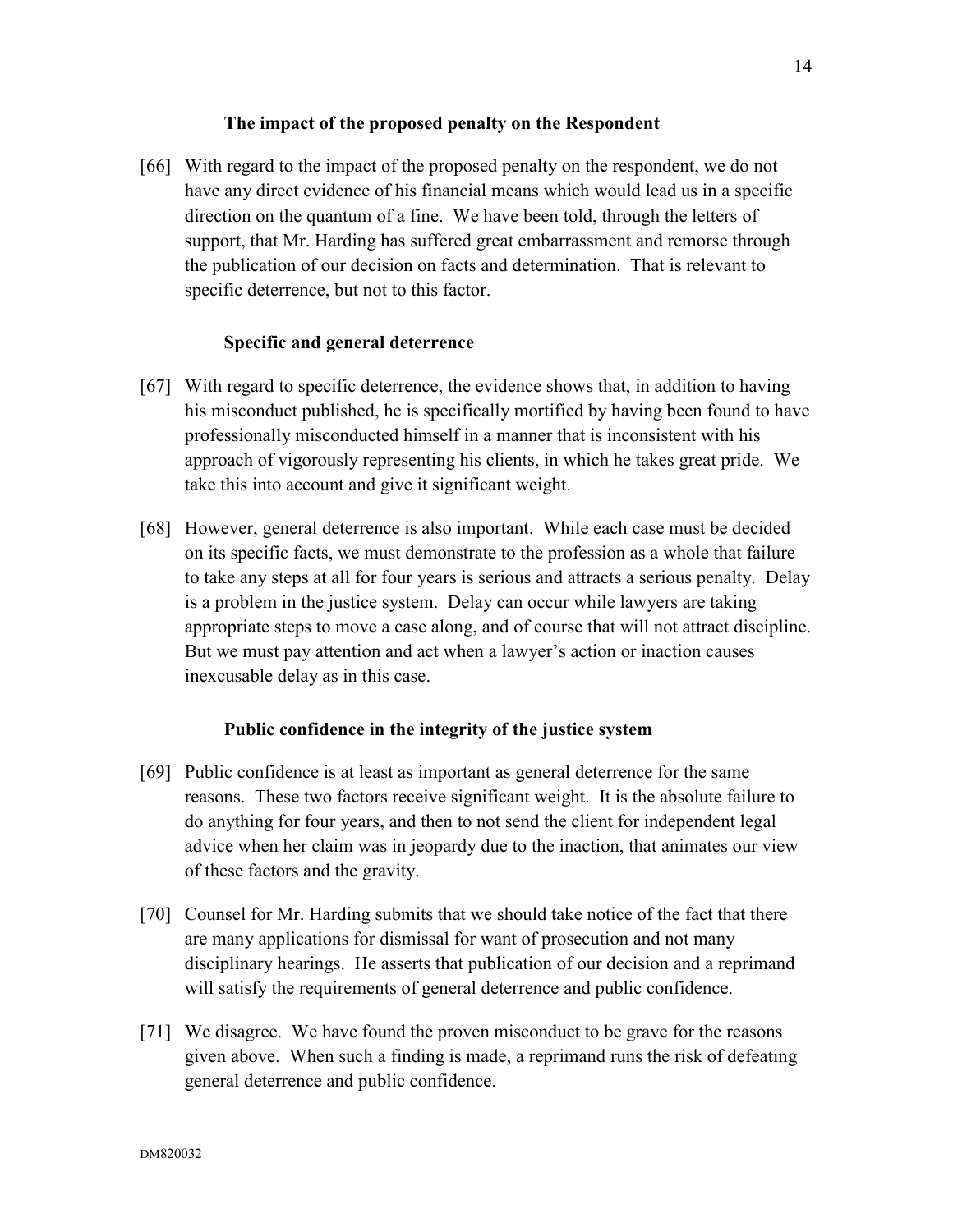### The impact of the proposed penalty on the Respondent

[66] With regard to the impact of the proposed penalty on the respondent, we do not have any direct evidence of his financial means which would lead us in a specific direction on the quantum of a fine. We have been told, through the letters of support, that Mr. Harding has suffered great embarrassment and remorse through the publication of our decision on facts and determination. That is relevant to specific deterrence, but not to this factor.

### Specific and general deterrence

[67] With regard to specific deterrence, the evidence shows that, in addition to having his misconduct published, he is specifically mortified by having been found to have professionally misconducted himself in a manner that is inconsistent with his approach of vigorously representing his clients, in which he takes great pride. We take this into account and give it significant weight.

[68] However, general deterrence is also important. While each case must be decided on its specific facts, we must demonstrate to the profession as a whole that failure to take any steps at all for four years is serious and attracts a serious penalty. Delay is a problem in the justice system. Delay can occur while lawyers are taking appropriate steps to move a case along, and of course that will not attract discipline. But we must pay attention and act when a lawyer's action or inaction causes inexcusable delay as in this case.

### Public confidence in the integrity of the justice system

[69] Public confidence is at least as important as general deterrence for the same reasons. These two factors receive significant weight. It is the absolute failure to do anything for four years, and then to not send the client for independent legal advice when her claim was in jeopardy due to the inaction, that animates our view of these factors and the gravity.

[70] Counsel for Mr. Harding submits that we should take notice of the fact that there are many applications for dismissal for want of prosecution and not many disciplinary hearings. He asserts that publication of our decision and a reprimand will satisfy the requirements of general deterrence and public confidence.

[71] We disagree. We have found the proven misconduct to be grave for the reasons given above. When such a finding is made, a reprimand runs the risk of defeating general deterrence and public confidence.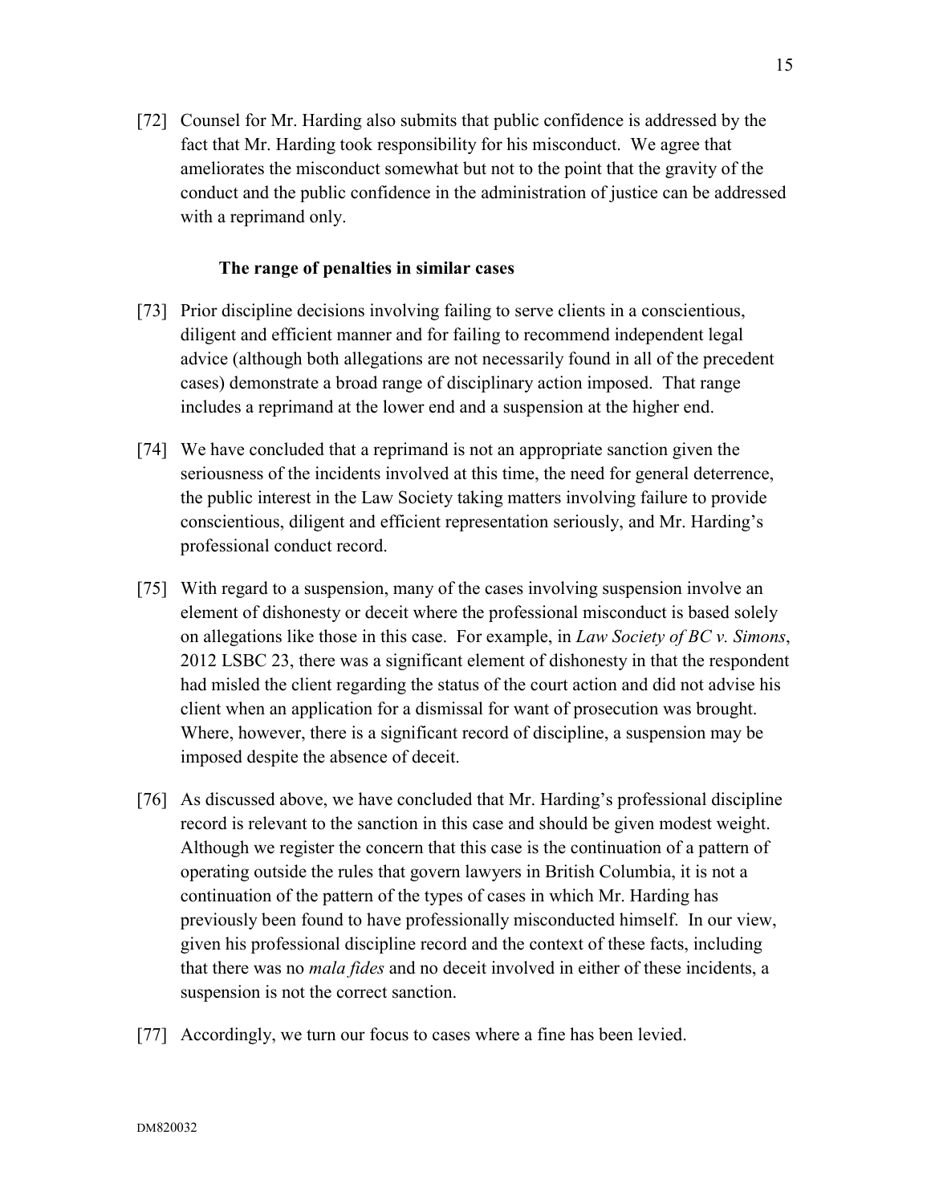[72] Counsel for Mr. Harding also submits that public confidence is addressed by the fact that Mr. Harding took responsibility for his misconduct. We agree that ameliorates the misconduct somewhat but not to the point that the gravity of the conduct and the public confidence in the administration of justice can be addressed with a reprimand only.

**The range of penalties in similar cases**

[73] Prior discipline decisions involving failing to serve clients in a conscientious, diligent and efficient manner and for failing to recommend independent legal advice (although both allegations are not necessarily found in all of the precedent cases) demonstrate a broad range of disciplinary action imposed. That range includes a reprimand at the lower end and a suspension at the higher end.

[74] We have concluded that a reprimand is not an appropriate sanction given the seriousness of the incidents involved at this time, the need for general deterrence, the public interest in the Law Society taking matters involving failure to provide conscientious, diligent and efficient representation seriously, and Mr. Harding's professional conduct record.

[75] With regard to a suspension, many of the cases involving suspension involve an element of dishonesty or deceit where the professional misconduct is based solely on allegations like those in this case. For example, in *Law Society of BC v. Simons*, 2012 LSBC 23, there was a significant element of dishonesty in that the respondent had misled the client regarding the status of the court action and did not advise his client when an application for a dismissal for want of prosecution was brought. Where, however, there is a significant record of discipline, a suspension may be imposed despite the absence of deceit.

[76] As discussed above, we have concluded that Mr. Harding's professional discipline record is relevant to the sanction in this case and should be given modest weight. Although we register the concern that this case is the continuation of a pattern of operating outside the rules that govern lawyers in British Columbia, it is not a continuation of the pattern of the types of cases in which Mr. Harding has previously been found to have professionally misconducted himself. In our view, given his professional discipline record and the context of these facts, including that there was no *mala fides* and no deceit involved in either of these incidents, a suspension is not the correct sanction.

[77] Accordingly, we turn our focus to cases where a fine has been levied.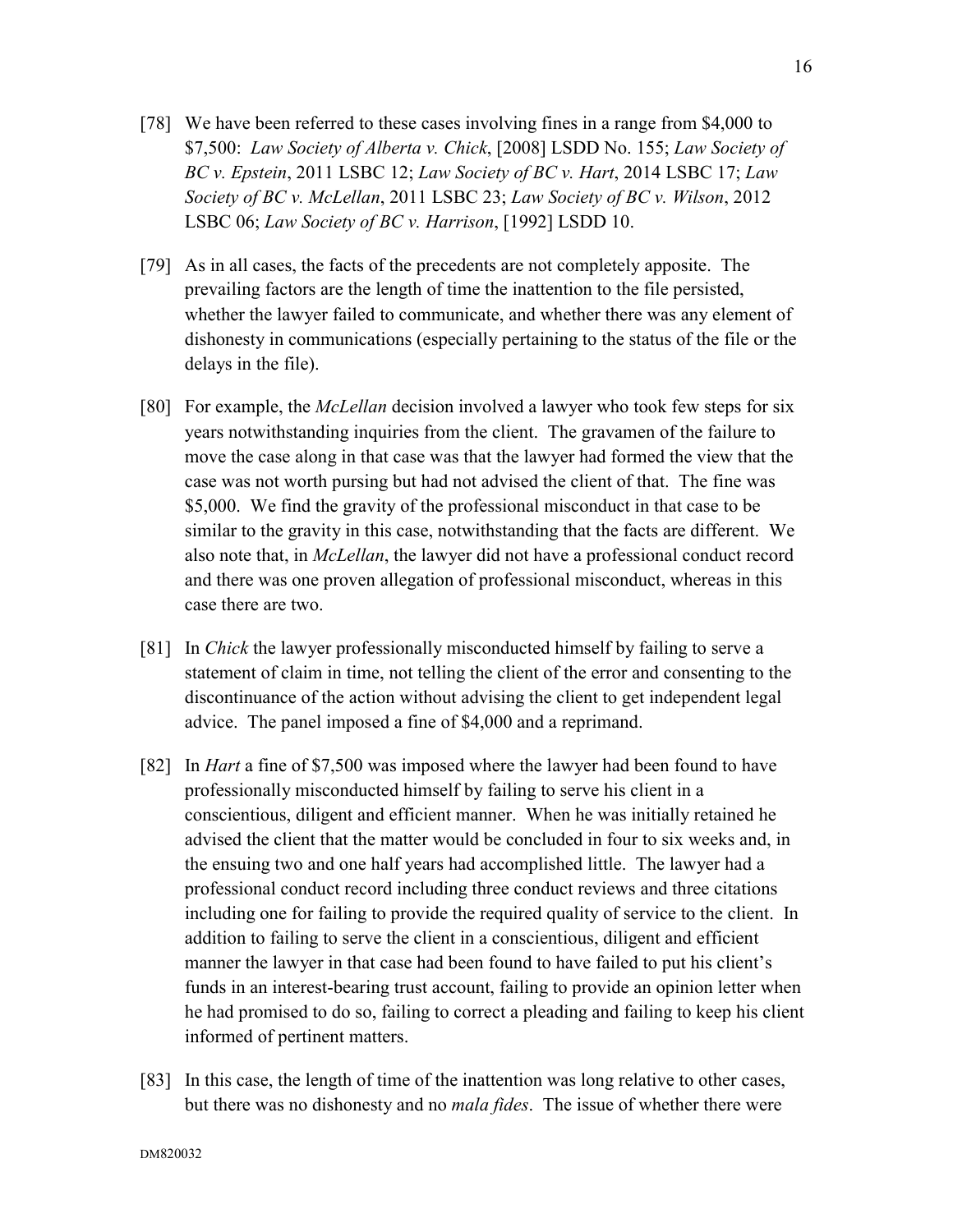[78] We have been referred to these cases involving fines in a range from $4,000 to $7,500: *Law Society of Alberta v. Chick*, [2008] LSDD No. 155; *Law Society of BC v. Epstein*, 2011 LSBC 12; *Law Society of BC v. Hart*, 2014 LSBC 17; *Law Society of BC v. McLellan*, 2011 LSBC 23; *Law Society of BC v. Wilson*, 2012 LSBC 06; *Law Society of BC v. Harrison*, [1992] LSDD 10.

[79] As in all cases, the facts of the precedents are not completely apposite. The prevailing factors are the length of time the inattention to the file persisted, whether the lawyer failed to communicate, and whether there was any element of dishonesty in communications (especially pertaining to the status of the file or the delays in the file).

[80] For example, the *McLellan* decision involved a lawyer who took few steps for six years notwithstanding inquiries from the client. The gravamen of the failure to move the case along in that case was that the lawyer had formed the view that the case was not worth pursing but had not advised the client of that. The fine was $5,000. We find the gravity of the professional misconduct in that case to be similar to the gravity in this case, notwithstanding that the facts are different. We also note that, in *McLellan*, the lawyer did not have a professional conduct record and there was one proven allegation of professional misconduct, whereas in this case there are two.

[81] In *Chick* the lawyer professionally misconducted himself by failing to serve a statement of claim in time, not telling the client of the error and consenting to the discontinuance of the action without advising the client to get independent legal advice. The panel imposed a fine of $4,000 and a reprimand.

[82] In *Hart* a fine of $7,500 was imposed where the lawyer had been found to have professionally misconducted himself by failing to serve his client in a conscientious, diligent and efficient manner. When he was initially retained he advised the client that the matter would be concluded in four to six weeks and, in the ensuing two and one half years had accomplished little. The lawyer had a professional conduct record including three conduct reviews and three citations including one for failing to provide the required quality of service to the client. In addition to failing to serve the client in a conscientious, diligent and efficient manner the lawyer in that case had been found to have failed to put his client's funds in an interest-bearing trust account, failing to provide an opinion letter when he had promised to do so, failing to correct a pleading and failing to keep his client informed of pertinent matters.

[83] In this case, the length of time of the inattention was long relative to other cases, but there was no dishonesty and no *mala fides*. The issue of whether there were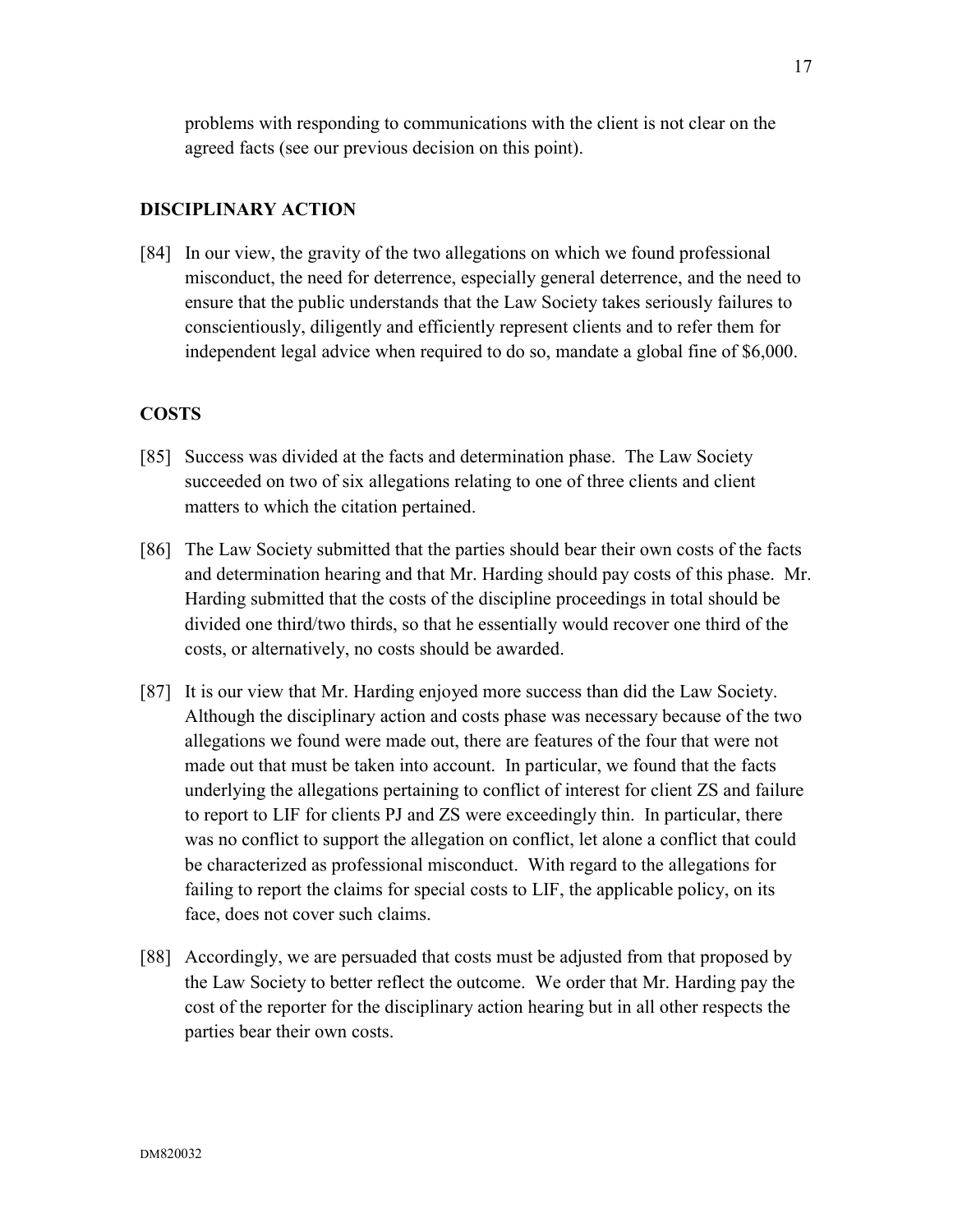problems with responding to communications with the client is not clear on the agreed facts (see our previous decision on this point).

## DISCIPLINARY ACTION

[84] In our view, the gravity of the two allegations on which we found professional misconduct, the need for deterrence, especially general deterrence, and the need to ensure that the public understands that the Law Society takes seriously failures to conscientiously, diligently and efficiently represent clients and to refer them for independent legal advice when required to do so, mandate a global fine of $6,000.

## COSTS

[85] Success was divided at the facts and determination phase. The Law Society succeeded on two of six allegations relating to one of three clients and client matters to which the citation pertained.

[86] The Law Society submitted that the parties should bear their own costs of the facts and determination hearing and that Mr. Harding should pay costs of this phase. Mr. Harding submitted that the costs of the discipline proceedings in total should be divided one third/two thirds, so that he essentially would recover one third of the costs, or alternatively, no costs should be awarded.

[87] It is our view that Mr. Harding enjoyed more success than did the Law Society. Although the disciplinary action and costs phase was necessary because of the two allegations we found were made out, there are features of the four that were not made out that must be taken into account. In particular, we found that the facts underlying the allegations pertaining to conflict of interest for client ZS and failure to report to LIF for clients PJ and ZS were exceedingly thin. In particular, there was no conflict to support the allegation on conflict, let alone a conflict that could be characterized as professional misconduct. With regard to the allegations for failing to report the claims for special costs to LIF, the applicable policy, on its face, does not cover such claims.

[88] Accordingly, we are persuaded that costs must be adjusted from that proposed by the Law Society to better reflect the outcome. We order that Mr. Harding pay the cost of the reporter for the disciplinary action hearing but in all other respects the parties bear their own costs.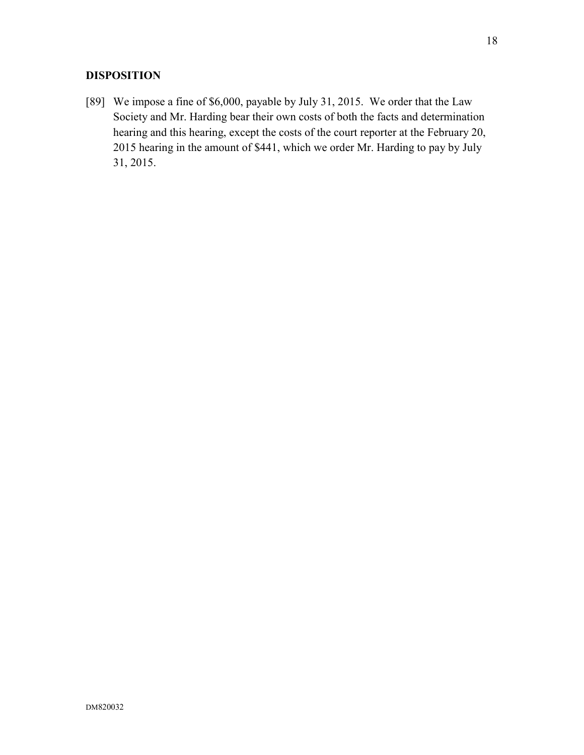## DISPOSITION

[89] We impose a fine of $6,000, payable by July 31, 2015. We order that the Law Society and Mr. Harding bear their own costs of both the facts and determination hearing and this hearing, except the costs of the court reporter at the February 20, 2015 hearing in the amount of $441, which we order Mr. Harding to pay by July 31, 2015.

DM820032